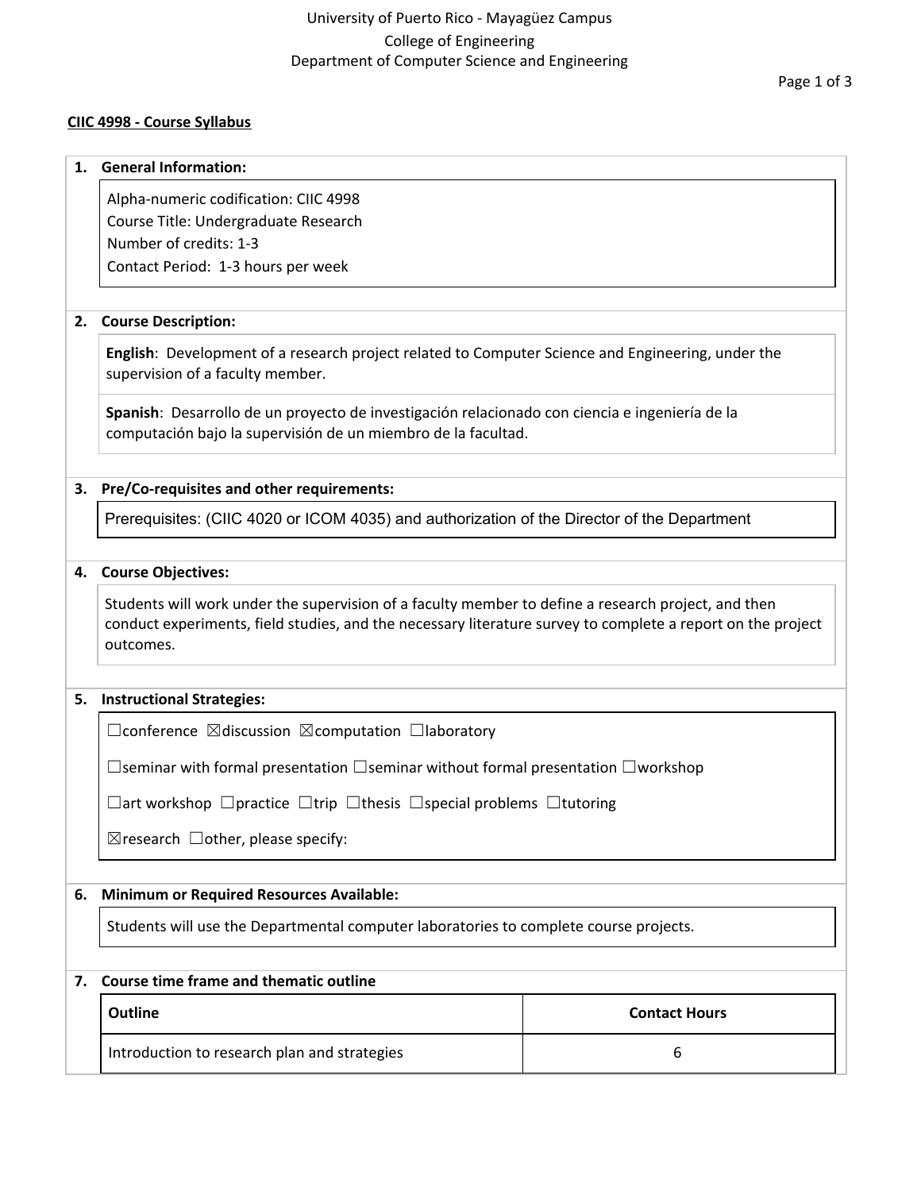University of Puerto Rico - Mayagüez Campus
College of Engineering
Department of Computer Science and Engineering

# CIIC 4998 - Course Syllabus

## 1. General Information:

Alpha-numeric codification: CIIC 4998
Course Title: Undergraduate Research
Number of credits: 1-3
Contact Period: 1-3 hours per week

## 2. Course Description:

**English**: Development of a research project related to Computer Science and Engineering, under the supervision of a faculty member.

**Spanish**: Desarrollo de un proyecto de investigación relacionado con ciencia e ingeniería de la computación bajo la supervisión de un miembro de la facultad.

## 3. Pre/Co-requisites and other requirements:

Prerequisites: (CIIC 4020 or ICOM 4035) and authorization of the Director of the Department

## 4. Course Objectives:

Students will work under the supervision of a faculty member to define a research project, and then conduct experiments, field studies, and the necessary literature survey to complete a report on the project outcomes.

## 5. Instructional Strategies:

☐conference ☒discussion ☒computation ☐laboratory

☐seminar with formal presentation ☐seminar without formal presentation ☐workshop

☐art workshop ☐practice ☐trip ☐thesis ☐special problems ☐tutoring

☒research ☐other, please specify:

## 6. Minimum or Required Resources Available:

Students will use the Departmental computer laboratories to complete course projects.

## 7. Course time frame and thematic outline

| Outline | Contact Hours |
|---|---|
| Introduction to research plan and strategies | 6 |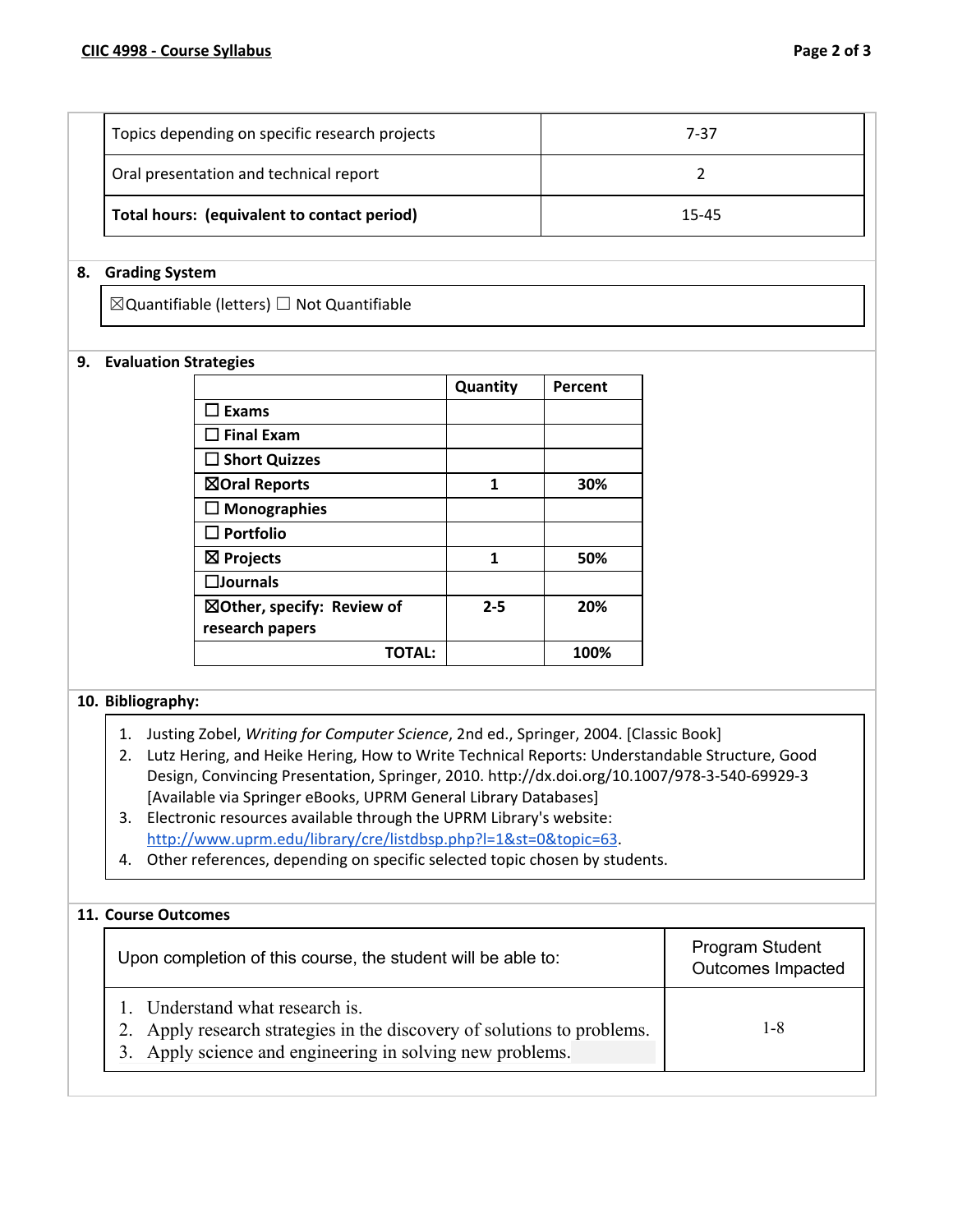| Topics depending on specific research projects | 7-37 |
|---|---|
| Oral presentation and technical report | 2 |
| **Total hours: (equivalent to contact period)** | 15-45 |

## 8. Grading System

☒Quantifiable (letters) ☐ Not Quantifiable

## 9. Evaluation Strategies

| | Quantity | Percent |
|---|---|---|
| ☐ **Exams** | | |
| ☐ **Final Exam** | | |
| ☐ **Short Quizzes** | | |
| ☒**Oral Reports** | **1** | **30%** |
| ☐ **Monographies** | | |
| ☐ **Portfolio** | | |
| ☒ **Projects** | **1** | **50%** |
| ☐**Journals** | | |
| ☒**Other, specify: Review of research papers** | **2-5** | **20%** |
| **TOTAL:** | | **100%** |

## 10. Bibliography:

1. Justing Zobel, *Writing for Computer Science*, 2nd ed., Springer, 2004. [Classic Book]
2. Lutz Hering, and Heike Hering, How to Write Technical Reports: Understandable Structure, Good Design, Convincing Presentation, Springer, 2010. http://dx.doi.org/10.1007/978-3-540-69929-3 [Available via Springer eBooks, UPRM General Library Databases]
3. Electronic resources available through the UPRM Library's website: http://www.uprm.edu/library/cre/listdbsp.php?l=1&st=0&topic=63.
4. Other references, depending on specific selected topic chosen by students.

## 11. Course Outcomes

| Upon completion of this course, the student will be able to: | Program Student Outcomes Impacted |
|---|---|
| 1. Understand what research is.<br>2. Apply research strategies in the discovery of solutions to problems.<br>3. Apply science and engineering in solving new problems. | 1-8 |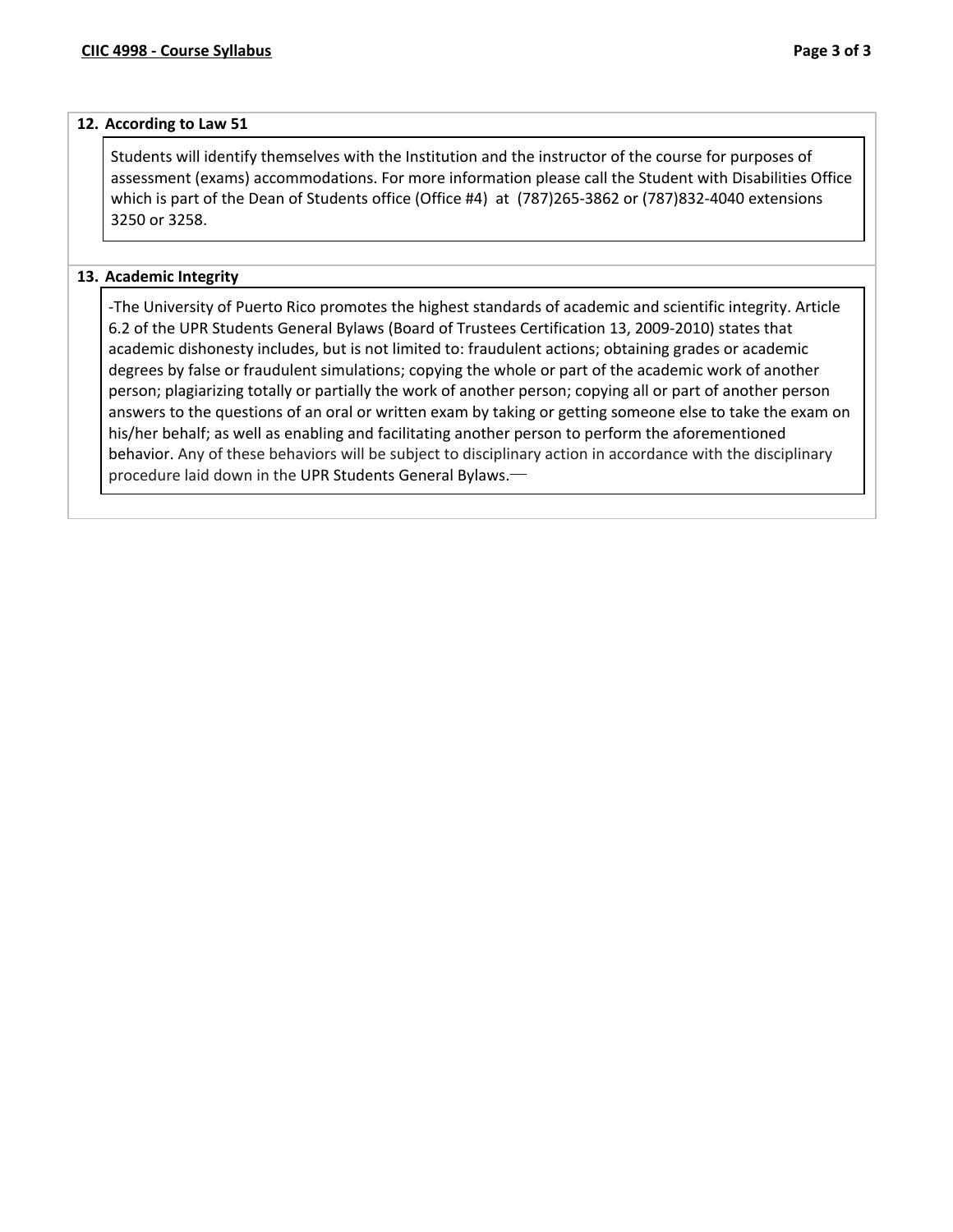## 12. According to Law 51

Students will identify themselves with the Institution and the instructor of the course for purposes of assessment (exams) accommodations. For more information please call the Student with Disabilities Office which is part of the Dean of Students office (Office #4) at (787)265-3862 or (787)832-4040 extensions 3250 or 3258.

## 13. Academic Integrity

-The University of Puerto Rico promotes the highest standards of academic and scientific integrity. Article 6.2 of the UPR Students General Bylaws (Board of Trustees Certification 13, 2009-2010) states that academic dishonesty includes, but is not limited to: fraudulent actions; obtaining grades or academic degrees by false or fraudulent simulations; copying the whole or part of the academic work of another person; plagiarizing totally or partially the work of another person; copying all or part of another person answers to the questions of an oral or written exam by taking or getting someone else to take the exam on his/her behalf; as well as enabling and facilitating another person to perform the aforementioned behavior. Any of these behaviors will be subject to disciplinary action in accordance with the disciplinary procedure laid down in the UPR Students General Bylaws.—